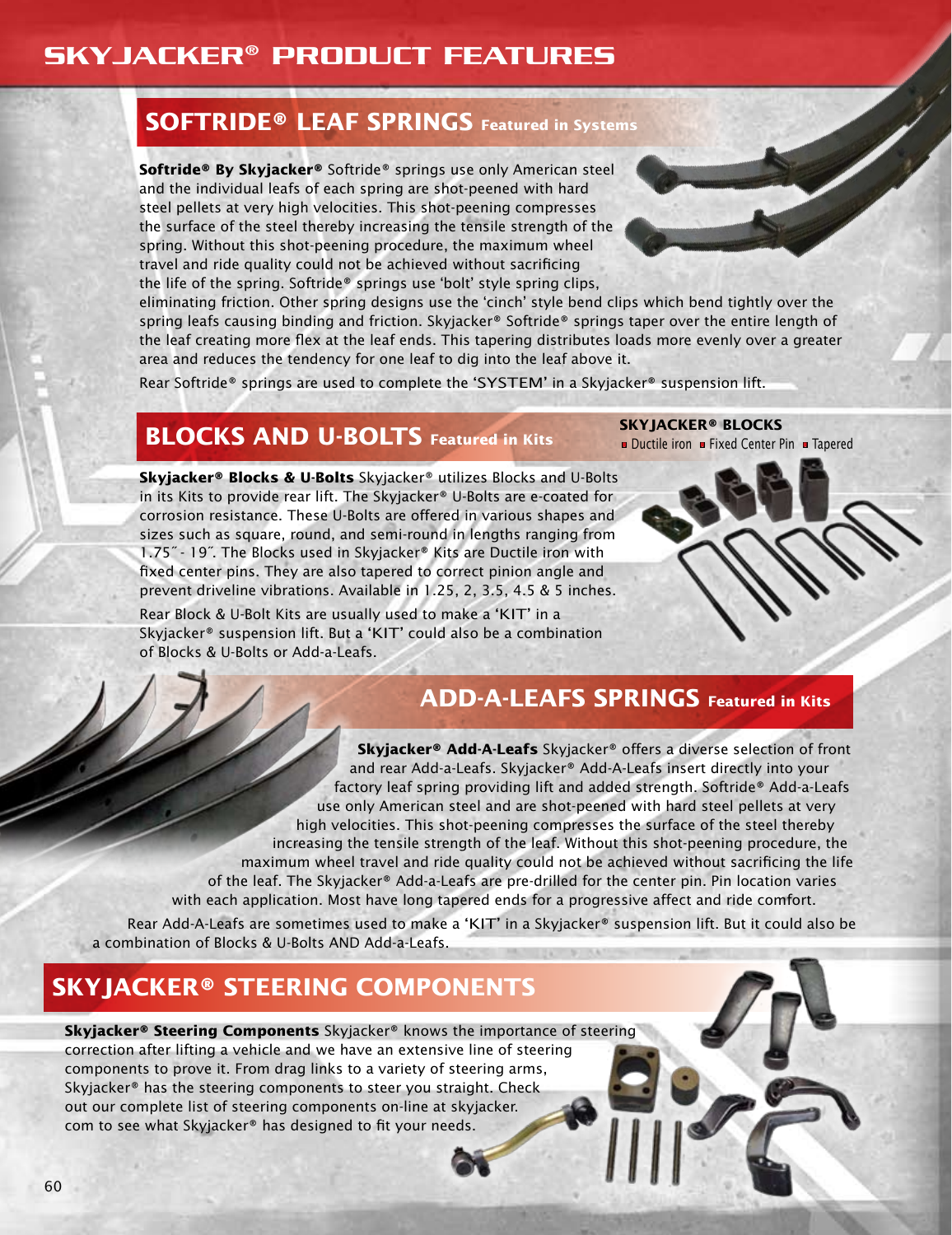# SKYJACKER® PRODUCT FEATURES

## SOFTRIDE® LEAF SPRINGS Featured in Systems

**Softride® By Skyjacker®** Softride® springs use only American steel and the individual leafs of each spring are shot-peened with hard steel pellets at very high velocities. This shot-peening compresses the surface of the steel thereby increasing the tensile strength of the spring. Without this shot-peening procedure, the maximum wheel travel and ride quality could not be achieved without sacrificing the life of the spring. Softride® springs use 'bolt' style spring clips, eliminating friction. Other spring designs use the 'cinch' style bend clips which bend tightly over the spring leafs causing binding and friction. Skyjacker® Softride® springs taper over the entire length of the leaf creating more flex at the leaf ends. This tapering distributes loads more evenly over a greater area and reduces the tendency for one leaf to dig into the leaf above it.

Rear Softride® springs are used to complete the 'SYSTEM' in a Skyjacker® suspension lift.

## BLOCKS AND U-BOLTS Featured in Kits

**SKYJACKER® BLOCKS**

- Ductile iron
- Fixed Center Pin
- Tapered

**Skyjacker® Blocks & U-Bolts** Skyjacker® utilizes Blocks and U-Bolts in its Kits to provide rear lift. The Skyjacker® U-Bolts are e-coated for corrosion resistance. These U-Bolts are offered in various shapes and sizes such as square, round, and semi-round in lengths ranging from 1.75˝ - 19˝. The Blocks used in Skyjacker® Kits are Ductile iron with fixed center pins. They are also tapered to correct pinion angle and prevent driveline vibrations. Available in 1.25, 2, 3.5, 4.5 & 5 inches.

Rear Block & U-Bolt Kits are usually used to make a 'KIT' in a Skyjacker® suspension lift. But a 'KIT' could also be a combination of Blocks & U-Bolts or Add-a-Leafs.

## ADD-A-LEAFS SPRINGS Featured in Kits

**Skyjacker® Add-A-Leafs** Skyjacker® offers a diverse selection of front and rear Add-a-Leafs. Skyjacker® Add-A-Leafs insert directly into your factory leaf spring providing lift and added strength. Softride® Add-a-Leafs use only American steel and are shot-peened with hard steel pellets at very high velocities. This shot-peening compresses the surface of the steel thereby increasing the tensile strength of the leaf. Without this shot-peening procedure, the maximum wheel travel and ride quality could not be achieved without sacrificing the life of the leaf. The Skyjacker® Add-a-Leafs are pre-drilled for the center pin. Pin location varies with each application. Most have long tapered ends for a progressive affect and ride comfort.

Rear Add-A-Leafs are sometimes used to make a 'KIT' in a Skyjacker® suspension lift. But it could also be a combination of Blocks & U-Bolts AND Add-a-Leafs.

## SKYJACKER® STEERING COMPONENTS

**Skyjacker® Steering Components** Skyjacker® knows the importance of steering correction after lifting a vehicle and we have an extensive line of steering components to prove it. From drag links to a variety of steering arms, Skyjacker® has the steering components to steer you straight. Check out our complete list of steering components on-line at skyjacker.com to see what Skyjacker® has designed to fit your needs.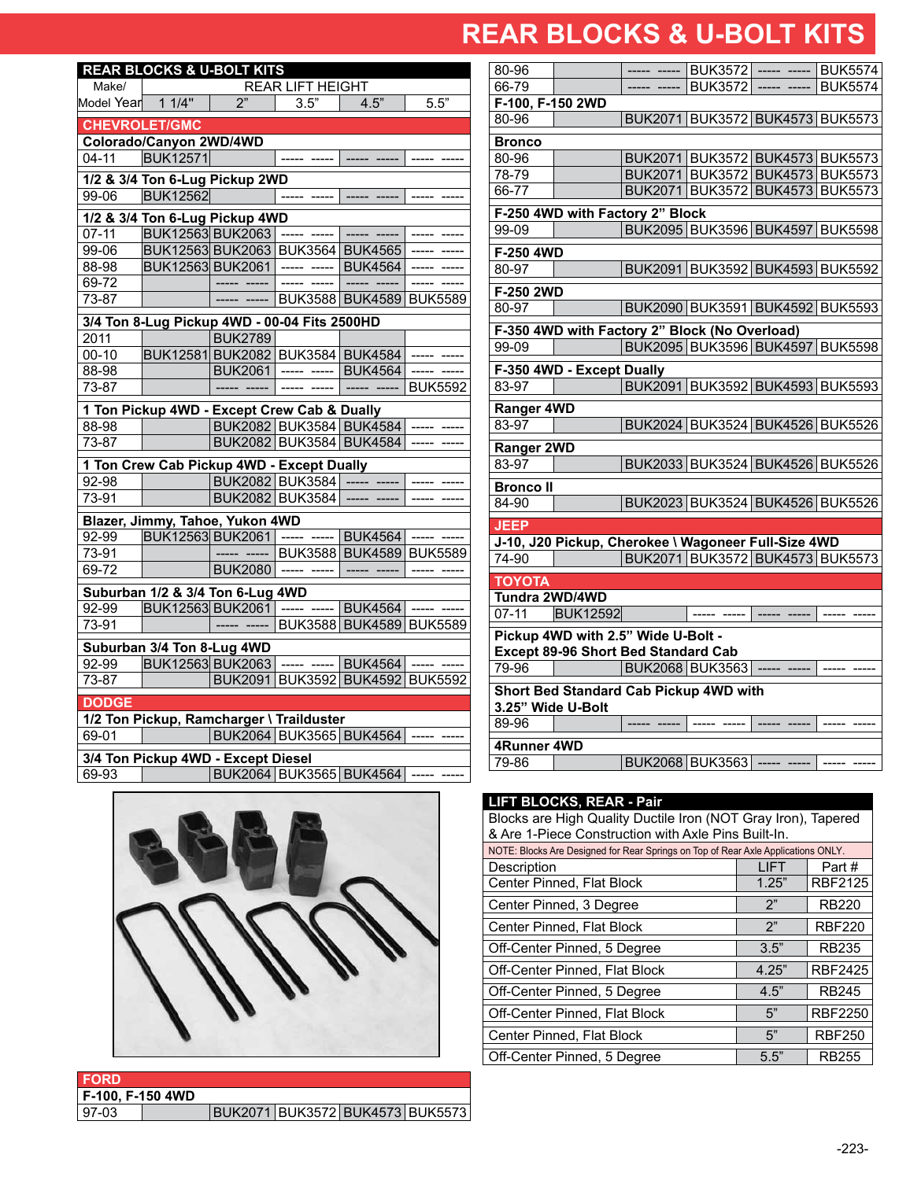# REAR BLOCKS & U-BOLT KITS

| Make/ Model Year | REAR LIFT HEIGHT 1 1/4" | 2" | 3.5" | 4.5" | 5.5" |
|---|---|---|---|---|---|
| **CHEVROLET/GMC** | | | | | |
| **Colorado/Canyon 2WD/4WD** | | | | | |
| 04-11 | BUK12571 | | ----- ----- | ----- ----- | ----- ----- |
| **1/2 & 3/4 Ton 6-Lug Pickup 2WD** | | | | | |
| 99-06 | BUK12562 | | ----- ----- | ----- ----- | ----- ----- |
| **1/2 & 3/4 Ton 6-Lug Pickup 4WD** | | | | | |
| 07-11 | BUK12563 | BUK2063 | ----- ----- | ----- ----- | ----- ----- |
| 99-06 | BUK12563 | BUK2063 | BUK3564 | BUK4565 | ----- ----- |
| 88-98 | BUK12563 | BUK2061 | ----- ----- | BUK4564 | ----- ----- |
| 69-72 | | ----- ----- | ----- ----- | ----- ----- | ----- ----- |
| 73-87 | | ----- ----- | BUK3588 | BUK4589 | BUK5589 |
| **3/4 Ton 8-Lug Pickup 4WD - 00-04 Fits 2500HD** | | | | | |
| 2011 | | BUK2789 | | | |
| 00-10 | BUK12581 | BUK2082 | BUK3584 | BUK4584 | ----- ----- |
| 88-98 | | BUK2061 | ----- ----- | BUK4564 | ----- ----- |
| 73-87 | | ----- ----- | ----- ----- | ----- ----- | BUK5592 |
| **1 Ton Pickup 4WD - Except Crew Cab & Dually** | | | | | |
| 88-98 | | BUK2082 | BUK3584 | BUK4584 | ----- ----- |
| 73-87 | | BUK2082 | BUK3584 | BUK4584 | ----- ----- |
| **1 Ton Crew Cab Pickup 4WD - Except Dually** | | | | | |
| 92-98 | | BUK2082 | BUK3584 | ----- ----- | ----- ----- |
| 73-91 | | BUK2082 | BUK3584 | ----- ----- | ----- ----- |
| **Blazer, Jimmy, Tahoe, Yukon 4WD** | | | | | |
| 92-99 | BUK12563 | BUK2061 | ----- ----- | BUK4564 | ----- ----- |
| 73-91 | | ----- ----- | BUK3588 | BUK4589 | BUK5589 |
| 69-72 | | BUK2080 | ----- ----- | ----- ----- | ----- ----- |
| **Suburban 1/2 & 3/4 Ton 6-Lug 4WD** | | | | | |
| 92-99 | BUK12563 | BUK2061 | ----- ----- | BUK4564 | ----- ----- |
| 73-91 | | ----- ----- | BUK3588 | BUK4589 | BUK5589 |
| **Suburban 3/4 Ton 8-Lug 4WD** | | | | | |
| 92-99 | BUK12563 | BUK2063 | ----- ----- | BUK4564 | ----- ----- |
| 73-87 | | BUK2091 | BUK3592 | BUK4592 | BUK5592 |
| **DODGE** | | | | | |
| **1/2 Ton Pickup, Ramcharger \ Trailduster** | | | | | |
| 69-01 | | BUK2064 | BUK3565 | BUK4564 | ----- ----- |
| **3/4 Ton Pickup 4WD - Except Diesel** | | | | | |
| 69-93 | | BUK2064 | BUK3565 | BUK4564 | ----- ----- |
| **FORD** | | | | | |
| **F-100, F-150 4WD** | | | | | |
| 97-03 | | BUK2071 | BUK3572 | BUK4573 | BUK5573 |
| 80-96 | | ----- ----- | BUK3572 | ----- ----- | BUK5574 |
| 66-79 | | ----- ----- | BUK3572 | ----- ----- | BUK5574 |
| **F-100, F-150 2WD** | | | | | |
| 80-96 | | BUK2071 | BUK3572 | BUK4573 | BUK5573 |
| **Bronco** | | | | | |
| 80-96 | | BUK2071 | BUK3572 | BUK4573 | BUK5573 |
| 78-79 | | BUK2071 | BUK3572 | BUK4573 | BUK5573 |
| 66-77 | | BUK2071 | BUK3572 | BUK4573 | BUK5573 |
| **F-250 4WD with Factory 2" Block** | | | | | |
| 99-09 | | BUK2095 | BUK3596 | BUK4597 | BUK5598 |
| **F-250 4WD** | | | | | |
| 80-97 | | BUK2091 | BUK3592 | BUK4593 | BUK5592 |
| **F-250 2WD** | | | | | |
| 80-97 | | BUK2090 | BUK3591 | BUK4592 | BUK5593 |
| **F-350 4WD with Factory 2" Block (No Overload)** | | | | | |
| 99-09 | | BUK2095 | BUK3596 | BUK4597 | BUK5598 |
| **F-350 4WD - Except Dually** | | | | | |
| 83-97 | | BUK2091 | BUK3592 | BUK4593 | BUK5593 |
| **Ranger 4WD** | | | | | |
| 83-97 | | BUK2024 | BUK3524 | BUK4526 | BUK5526 |
| **Ranger 2WD** | | | | | |
| 83-97 | | BUK2033 | BUK3524 | BUK4526 | BUK5526 |
| **Bronco II** | | | | | |
| 84-90 | | BUK2023 | BUK3524 | BUK4526 | BUK5526 |
| **JEEP** | | | | | |
| **J-10, J20 Pickup, Cherokee \ Wagoneer Full-Size 4WD** | | | | | |
| 74-90 | | BUK2071 | BUK3572 | BUK4573 | BUK5573 |
| **TOYOTA** | | | | | |
| **Tundra 2WD/4WD** | | | | | |
| 07-11 | BUK12592 | | ----- ----- | ----- ----- | ----- ----- |
| **Pickup 4WD with 2.5" Wide U-Bolt - Except 89-96 Short Bed Standard Cab** | | | | | |
| 79-96 | | BUK2068 | BUK3563 | ----- ----- | ----- ----- |
| **Short Bed Standard Cab Pickup 4WD with 3.25" Wide U-Bolt** | | | | | |
| 89-96 | | ----- ----- | ----- ----- | ----- ----- | ----- ----- |
| **4Runner 4WD** | | | | | |
| 79-86 | | BUK2068 | BUK3563 | ----- ----- | ----- ----- |

## LIFT BLOCKS, REAR - Pair

Blocks are High Quality Ductile Iron (NOT Gray Iron), Tapered & Are 1-Piece Construction with Axle Pins Built-In.

NOTE: Blocks Are Designed for Rear Springs on Top of Rear Axle Applications ONLY.

| Description | LIFT | Part # |
|---|---|---|
| Center Pinned, Flat Block | 1.25" | RBF2125 |
| Center Pinned, 3 Degree | 2" | RB220 |
| Center Pinned, Flat Block | 2" | RBF220 |
| Off-Center Pinned, 5 Degree | 3.5" | RB235 |
| Off-Center Pinned, Flat Block | 4.25" | RBF2425 |
| Off-Center Pinned, 5 Degree | 4.5" | RB245 |
| Off-Center Pinned, Flat Block | 5" | RBF2250 |
| Center Pinned, Flat Block | 5" | RBF250 |
| Off-Center Pinned, 5 Degree | 5.5" | RB255 |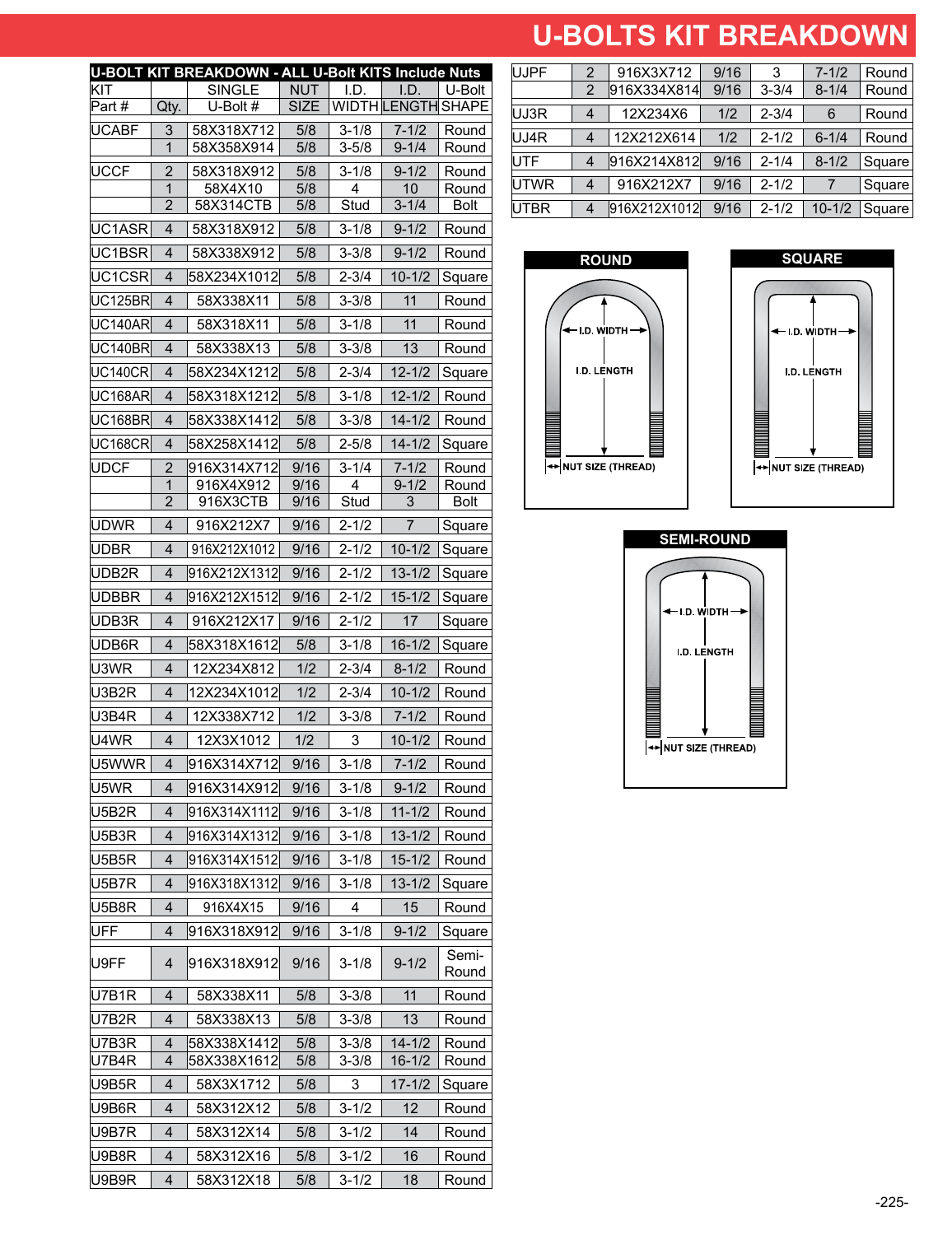# U-BOLTS KIT BREAKDOWN

| U-BOLT KIT BREAKDOWN - ALL U-Bolt KITS Include Nuts | | | | | | |
|---|---|---|---|---|---|---|
| KIT Part # | Qty. | SINGLE U-Bolt # | NUT SIZE | I.D. WIDTH | I.D. LENGTH | U-Bolt SHAPE |
| UCABF | 3 | 58X318X712 | 5/8 | 3-1/8 | 7-1/2 | Round |
| | 1 | 58X358X914 | 5/8 | 3-5/8 | 9-1/4 | Round |
| UCCF | 2 | 58X318X912 | 5/8 | 3-1/8 | 9-1/2 | Round |
| | 1 | 58X4X10 | 5/8 | 4 | 10 | Round |
| | 2 | 58X314CTB | 5/8 | Stud | 3-1/4 | Bolt |
| UC1ASR | 4 | 58X318X912 | 5/8 | 3-1/8 | 9-1/2 | Round |
| UC1BSR | 4 | 58X338X912 | 5/8 | 3-3/8 | 9-1/2 | Round |
| UC1CSR | 4 | 58X234X1012 | 5/8 | 2-3/4 | 10-1/2 | Square |
| UC125BR | 4 | 58X338X11 | 5/8 | 3-3/8 | 11 | Round |
| UC140AR | 4 | 58X318X11 | 5/8 | 3-1/8 | 11 | Round |
| UC140BR | 4 | 58X338X13 | 5/8 | 3-3/8 | 13 | Round |
| UC140CR | 4 | 58X234X1212 | 5/8 | 2-3/4 | 12-1/2 | Square |
| UC168AR | 4 | 58X318X1212 | 5/8 | 3-1/8 | 12-1/2 | Round |
| UC168BR | 4 | 58X338X1412 | 5/8 | 3-3/8 | 14-1/2 | Round |
| UC168CR | 4 | 58X258X1412 | 5/8 | 2-5/8 | 14-1/2 | Square |
| UDCF | 2 | 916X314X712 | 9/16 | 3-1/4 | 7-1/2 | Round |
| | 1 | 916X4X912 | 9/16 | 4 | 9-1/2 | Round |
| | 2 | 916X3CTB | 9/16 | Stud | 3 | Bolt |
| UDWR | 4 | 916X212X7 | 9/16 | 2-1/2 | 7 | Square |
| UDBR | 4 | 916X212X1012 | 9/16 | 2-1/2 | 10-1/2 | Square |
| UDB2R | 4 | 916X212X1312 | 9/16 | 2-1/2 | 13-1/2 | Square |
| UDBBR | 4 | 916X212X1512 | 9/16 | 2-1/2 | 15-1/2 | Square |
| UDB3R | 4 | 916X212X17 | 9/16 | 2-1/2 | 17 | Square |
| UDB6R | 4 | 58X318X1612 | 5/8 | 3-1/8 | 16-1/2 | Square |
| U3WR | 4 | 12X234X812 | 1/2 | 2-3/4 | 8-1/2 | Round |
| U3B2R | 4 | 12X234X1012 | 1/2 | 2-3/4 | 10-1/2 | Round |
| U3B4R | 4 | 12X338X712 | 1/2 | 3-3/8 | 7-1/2 | Round |
| U4WR | 4 | 12X3X1012 | 1/2 | 3 | 10-1/2 | Round |
| U5WWR | 4 | 916X314X712 | 9/16 | 3-1/8 | 7-1/2 | Round |
| U5WR | 4 | 916X314X912 | 9/16 | 3-1/8 | 9-1/2 | Round |
| U5B2R | 4 | 916X314X1112 | 9/16 | 3-1/8 | 11-1/2 | Round |
| U5B3R | 4 | 916X314X1312 | 9/16 | 3-1/8 | 13-1/2 | Round |
| U5B5R | 4 | 916X314X1512 | 9/16 | 3-1/8 | 15-1/2 | Round |
| U5B7R | 4 | 916X318X1312 | 9/16 | 3-1/8 | 13-1/2 | Square |
| U5B8R | 4 | 916X4X15 | 9/16 | 4 | 15 | Round |
| UFF | 4 | 916X318X912 | 9/16 | 3-1/8 | 9-1/2 | Square |
| U9FF | 4 | 916X318X912 | 9/16 | 3-1/8 | 9-1/2 | Semi-Round |
| U7B1R | 4 | 58X338X11 | 5/8 | 3-3/8 | 11 | Round |
| U7B2R | 4 | 58X338X13 | 5/8 | 3-3/8 | 13 | Round |
| U7B3R | 4 | 58X338X1412 | 5/8 | 3-3/8 | 14-1/2 | Round |
| U7B4R | 4 | 58X338X1612 | 5/8 | 3-3/8 | 16-1/2 | Round |
| U9B5R | 4 | 58X3X1712 | 5/8 | 3 | 17-1/2 | Square |
| U9B6R | 4 | 58X312X12 | 5/8 | 3-1/2 | 12 | Round |
| U9B7R | 4 | 58X312X14 | 5/8 | 3-1/2 | 14 | Round |
| U9B8R | 4 | 58X312X16 | 5/8 | 3-1/2 | 16 | Round |
| U9B9R | 4 | 58X312X18 | 5/8 | 3-1/2 | 18 | Round |
| UJPF | 2 | 916X3X712 | 9/16 | 3 | 7-1/2 | Round |
| | 2 | 916X334X814 | 9/16 | 3-3/4 | 8-1/4 | Round |
| UJ3R | 4 | 12X234X6 | 1/2 | 2-3/4 | 6 | Round |
| UJ4R | 4 | 12X212X614 | 1/2 | 2-1/2 | 6-1/4 | Round |
| UTF | 4 | 916X214X812 | 9/16 | 2-1/4 | 8-1/2 | Square |
| UTWR | 4 | 916X212X7 | 9/16 | 2-1/2 | 7 | Square |
| UTBR | 4 | 916X212X1012 | 9/16 | 2-1/2 | 10-1/2 | Square |

**ROUND** — I.D. WIDTH, I.D. LENGTH, NUT SIZE (THREAD)

**SQUARE** — I.D. WIDTH, I.D. LENGTH, NUT SIZE (THREAD)

**SEMI-ROUND** — I.D. WIDTH, I.D. LENGTH, NUT SIZE (THREAD)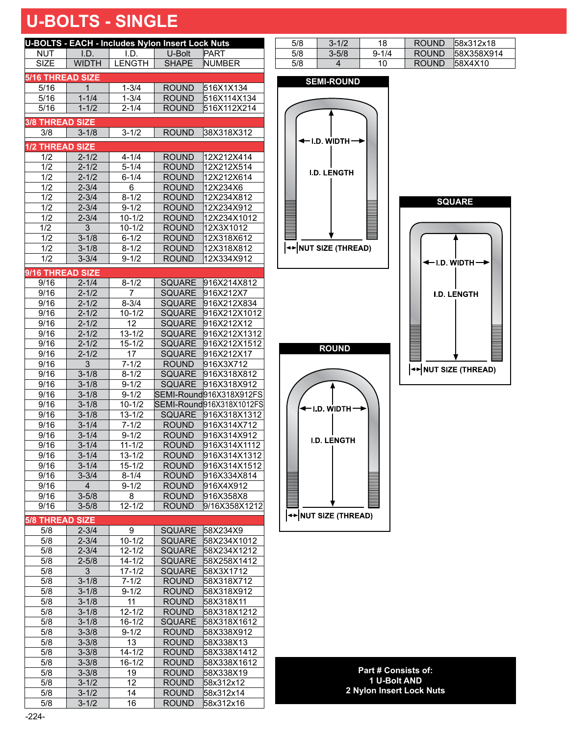# U-BOLTS - SINGLE

| U-BOLTS - EACH - Includes Nylon Insert Lock Nuts | | | | |
|---|---|---|---|---|
| NUT SIZE | I.D. WIDTH | I.D. LENGTH | U-Bolt SHAPE | PART NUMBER |
| **5/16 THREAD SIZE** | | | | |
| 5/16 | 1 | 1-3/4 | ROUND | 516X1X134 |
| 5/16 | 1-1/4 | 1-3/4 | ROUND | 516X114X134 |
| 5/16 | 1-1/2 | 2-1/4 | ROUND | 516X112X214 |
| **3/8 THREAD SIZE** | | | | |
| 3/8 | 3-1/8 | 3-1/2 | ROUND | 38X318X312 |
| **1/2 THREAD SIZE** | | | | |
| 1/2 | 2-1/2 | 4-1/4 | ROUND | 12X212X414 |
| 1/2 | 2-1/2 | 5-1/4 | ROUND | 12X212X514 |
| 1/2 | 2-1/2 | 6-1/4 | ROUND | 12X212X614 |
| 1/2 | 2-3/4 | 6 | ROUND | 12X234X6 |
| 1/2 | 2-3/4 | 8-1/2 | ROUND | 12X234X812 |
| 1/2 | 2-3/4 | 9-1/2 | ROUND | 12X234X912 |
| 1/2 | 2-3/4 | 10-1/2 | ROUND | 12X234X1012 |
| 1/2 | 3 | 10-1/2 | ROUND | 12X3X1012 |
| 1/2 | 3-1/8 | 6-1/2 | ROUND | 12X318X612 |
| 1/2 | 3-1/8 | 8-1/2 | ROUND | 12X318X812 |
| 1/2 | 3-3/4 | 9-1/2 | ROUND | 12X334X912 |
| **9/16 THREAD SIZE** | | | | |
| 9/16 | 2-1/4 | 8-1/2 | SQUARE | 916X214X812 |
| 9/16 | 2-1/2 | 7 | SQUARE | 916X212X7 |
| 9/16 | 2-1/2 | 8-3/4 | SQUARE | 916X212X834 |
| 9/16 | 2-1/2 | 10-1/2 | SQUARE | 916X212X1012 |
| 9/16 | 2-1/2 | 12 | SQUARE | 916X212X12 |
| 9/16 | 2-1/2 | 13-1/2 | SQUARE | 916X212X1312 |
| 9/16 | 2-1/2 | 15-1/2 | SQUARE | 916X212X1512 |
| 9/16 | 2-1/2 | 17 | SQUARE | 916X212X17 |
| 9/16 | 3 | 7-1/2 | ROUND | 916X3X712 |
| 9/16 | 3-1/8 | 8-1/2 | SQUARE | 916X318X812 |
| 9/16 | 3-1/8 | 9-1/2 | SQUARE | 916X318X912 |
| 9/16 | 3-1/8 | 9-1/2 | SEMI-Round | 916X318X912FS |
| 9/16 | 3-1/8 | 10-1/2 | SEMI-Round | 916X318X1012FS |
| 9/16 | 3-1/8 | 13-1/2 | SQUARE | 916X318X1312 |
| 9/16 | 3-1/4 | 7-1/2 | ROUND | 916X314X712 |
| 9/16 | 3-1/4 | 9-1/2 | ROUND | 916X314X912 |
| 9/16 | 3-1/4 | 11-1/2 | ROUND | 916X314X1112 |
| 9/16 | 3-1/4 | 13-1/2 | ROUND | 916X314X1312 |
| 9/16 | 3-1/4 | 15-1/2 | ROUND | 916X314X1512 |
| 9/16 | 3-3/4 | 8-1/4 | ROUND | 916X334X814 |
| 9/16 | 4 | 9-1/2 | ROUND | 916X4X912 |
| 9/16 | 3-5/8 | 8 | ROUND | 916X358X8 |
| 9/16 | 3-5/8 | 12-1/2 | ROUND | 9/16X358X1212 |
| **5/8 THREAD SIZE** | | | | |
| 5/8 | 2-3/4 | 9 | SQUARE | 58X234X9 |
| 5/8 | 2-3/4 | 10-1/2 | SQUARE | 58X234X1012 |
| 5/8 | 2-3/4 | 12-1/2 | SQUARE | 58X234X1212 |
| 5/8 | 2-5/8 | 14-1/2 | SQUARE | 58X258X1412 |
| 5/8 | 3 | 17-1/2 | SQUARE | 58X3X1712 |
| 5/8 | 3-1/8 | 7-1/2 | ROUND | 58X318X712 |
| 5/8 | 3-1/8 | 9-1/2 | ROUND | 58X318X912 |
| 5/8 | 3-1/8 | 11 | ROUND | 58X318X11 |
| 5/8 | 3-1/8 | 12-1/2 | ROUND | 58X318X1212 |
| 5/8 | 3-1/8 | 16-1/2 | SQUARE | 58X318X1612 |
| 5/8 | 3-3/8 | 9-1/2 | ROUND | 58X338X912 |
| 5/8 | 3-3/8 | 13 | ROUND | 58X338X13 |
| 5/8 | 3-3/8 | 14-1/2 | ROUND | 58X338X1412 |
| 5/8 | 3-3/8 | 16-1/2 | ROUND | 58X338X1612 |
| 5/8 | 3-3/8 | 19 | ROUND | 58X338X19 |
| 5/8 | 3-1/2 | 12 | ROUND | 58x312x12 |
| 5/8 | 3-1/2 | 14 | ROUND | 58x312x14 |
| 5/8 | 3-1/2 | 16 | ROUND | 58x312x16 |
| 5/8 | 3-1/2 | 18 | ROUND | 58x312x18 |
| 5/8 | 3-5/8 | 9-1/4 | ROUND | 58X358X914 |
| 5/8 | 4 | 10 | ROUND | 58X4X10 |

**SEMI-ROUND**

I.D. WIDTH
I.D. LENGTH
NUT SIZE (THREAD)

**SQUARE**

I.D. WIDTH
I.D. LENGTH
NUT SIZE (THREAD)

**ROUND**

I.D. WIDTH
I.D. LENGTH
NUT SIZE (THREAD)

**Part # Consists of:**
**1 U-Bolt AND**
**2 Nylon Insert Lock Nuts**